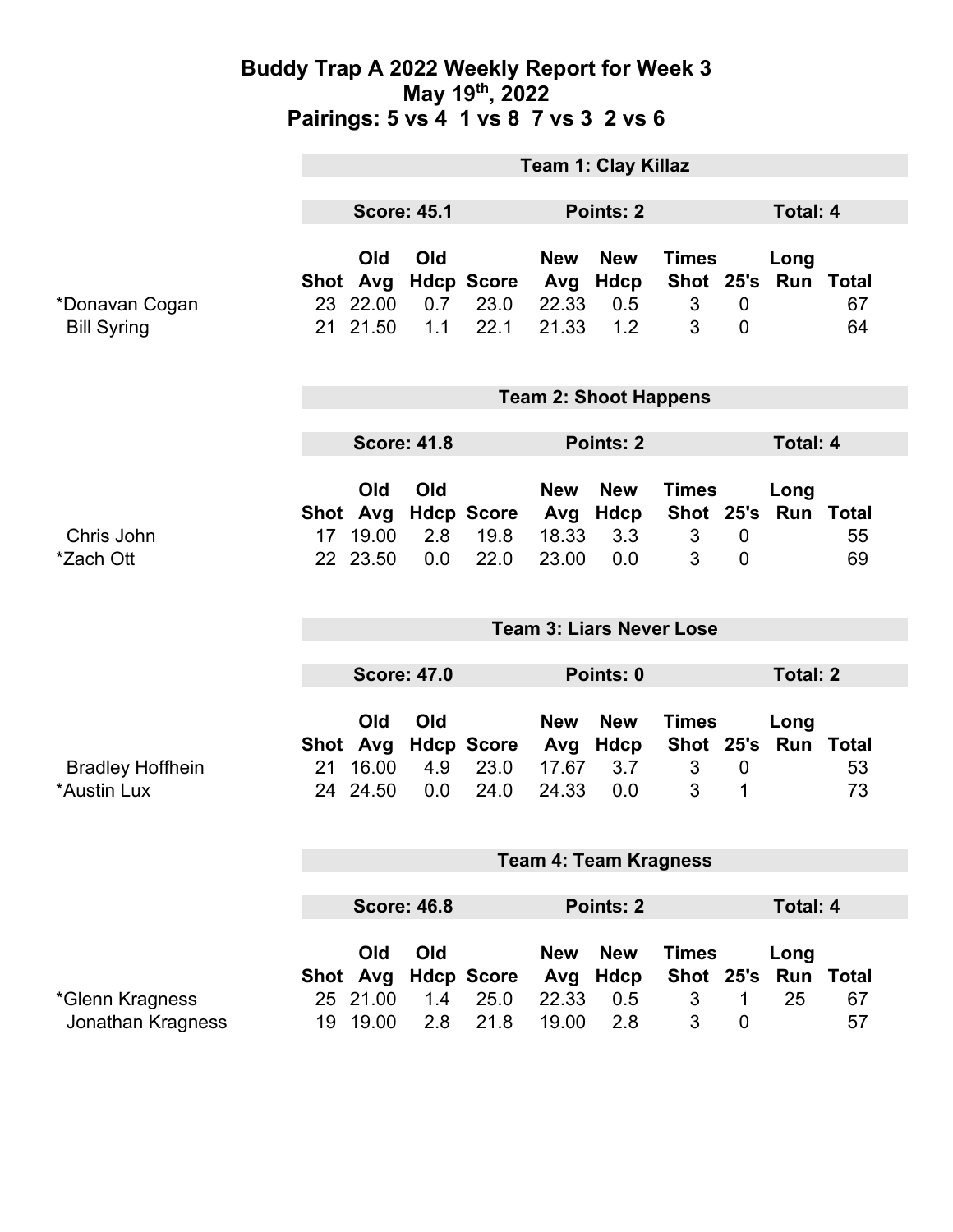# Buddy Trap A 2022 Weekly Report for Week 3

## May 19th, 2022

## Pairings: 5 vs 4  1 vs 8  7 vs 3  2 vs 6

### Team 1: Clay Killaz

**Score: 45.1** | **Points: 2** | **Total: 4**

| | Shot | Old Avg | Old Hdcp | Score | New Avg | New Hdcp | Times Shot | 25's | Long Run | Total |
|---|---|---|---|---|---|---|---|---|---|---|
| *Donavan Cogan | 23 | 22.00 | 0.7 | 23.0 | 22.33 | 0.5 | 3 | 0 | | 67 |
| Bill Syring | 21 | 21.50 | 1.1 | 22.1 | 21.33 | 1.2 | 3 | 0 | | 64 |

### Team 2: Shoot Happens

**Score: 41.8** | **Points: 2** | **Total: 4**

| | Shot | Old Avg | Old Hdcp | Score | New Avg | New Hdcp | Times Shot | 25's | Long Run | Total |
|---|---|---|---|---|---|---|---|---|---|---|
| Chris John | 17 | 19.00 | 2.8 | 19.8 | 18.33 | 3.3 | 3 | 0 | | 55 |
| *Zach Ott | 22 | 23.50 | 0.0 | 22.0 | 23.00 | 0.0 | 3 | 0 | | 69 |

### Team 3: Liars Never Lose

**Score: 47.0** | **Points: 0** | **Total: 2**

| | Shot | Old Avg | Old Hdcp | Score | New Avg | New Hdcp | Times Shot | 25's | Long Run | Total |
|---|---|---|---|---|---|---|---|---|---|---|
| Bradley Hoffhein | 21 | 16.00 | 4.9 | 23.0 | 17.67 | 3.7 | 3 | 0 | | 53 |
| *Austin Lux | 24 | 24.50 | 0.0 | 24.0 | 24.33 | 0.0 | 3 | 1 | | 73 |

### Team 4: Team Kragness

**Score: 46.8** | **Points: 2** | **Total: 4**

| | Shot | Old Avg | Old Hdcp | Score | New Avg | New Hdcp | Times Shot | 25's | Long Run | Total |
|---|---|---|---|---|---|---|---|---|---|---|
| *Glenn Kragness | 25 | 21.00 | 1.4 | 25.0 | 22.33 | 0.5 | 3 | 1 | 25 | 67 |
| Jonathan Kragness | 19 | 19.00 | 2.8 | 21.8 | 19.00 | 2.8 | 3 | 0 | | 57 |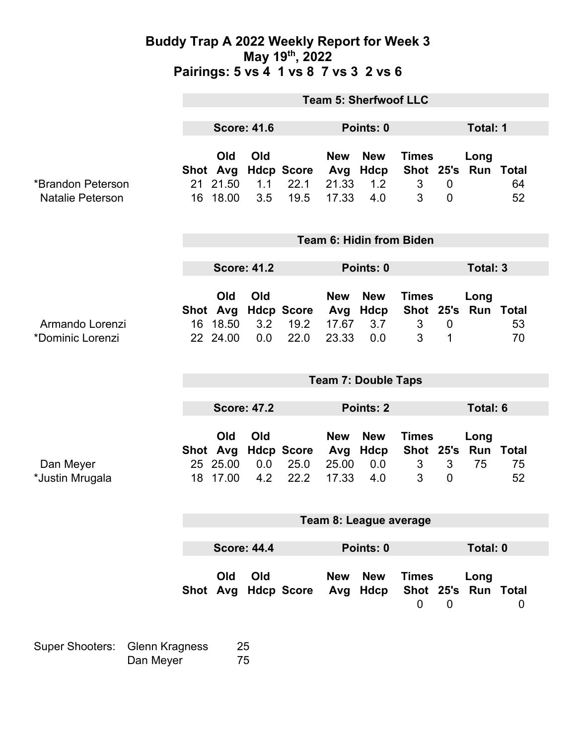# Buddy Trap A 2022 Weekly Report for Week 3
## May 19th, 2022
## Pairings: 5 vs 4 1 vs 8 7 vs 3 2 vs 6

### Team 5: Sherfwoof LLC

**Score: 41.6** | **Points: 0** | **Total: 1**

| | Shot | Old Avg | Old Hdcp | Score | New Avg | New Hdcp | Times Shot | 25's | Long Run | Total |
|---|---|---|---|---|---|---|---|---|---|---|
| *Brandon Peterson | 21 | 21.50 | 1.1 | 22.1 | 21.33 | 1.2 | 3 | 0 | | 64 |
| Natalie Peterson | 16 | 18.00 | 3.5 | 19.5 | 17.33 | 4.0 | 3 | 0 | | 52 |

### Team 6: Hidin from Biden

**Score: 41.2** | **Points: 0** | **Total: 3**

| | Shot | Old Avg | Old Hdcp | Score | New Avg | New Hdcp | Times Shot | 25's | Long Run | Total |
|---|---|---|---|---|---|---|---|---|---|---|
| Armando Lorenzi | 16 | 18.50 | 3.2 | 19.2 | 17.67 | 3.7 | 3 | 0 | | 53 |
| *Dominic Lorenzi | 22 | 24.00 | 0.0 | 22.0 | 23.33 | 0.0 | 3 | 1 | | 70 |

### Team 7: Double Taps

**Score: 47.2** | **Points: 2** | **Total: 6**

| | Shot | Old Avg | Old Hdcp | Score | New Avg | New Hdcp | Times Shot | 25's | Long Run | Total |
|---|---|---|---|---|---|---|---|---|---|---|
| Dan Meyer | 25 | 25.00 | 0.0 | 25.0 | 25.00 | 0.0 | 3 | 3 | 75 | 75 |
| *Justin Mrugala | 18 | 17.00 | 4.2 | 22.2 | 17.33 | 4.0 | 3 | 0 | | 52 |

### Team 8: League average

**Score: 44.4** | **Points: 0** | **Total: 0**

| | Shot | Old Avg | Old Hdcp | Score | New Avg | New Hdcp | Times Shot | 25's | Long Run | Total |
|---|---|---|---|---|---|---|---|---|---|---|
| | | | | | | | 0 | 0 | | 0 |

| Super Shooters: | | |
|---|---|---|
| | Glenn Kragness | 25 |
| | Dan Meyer | 75 |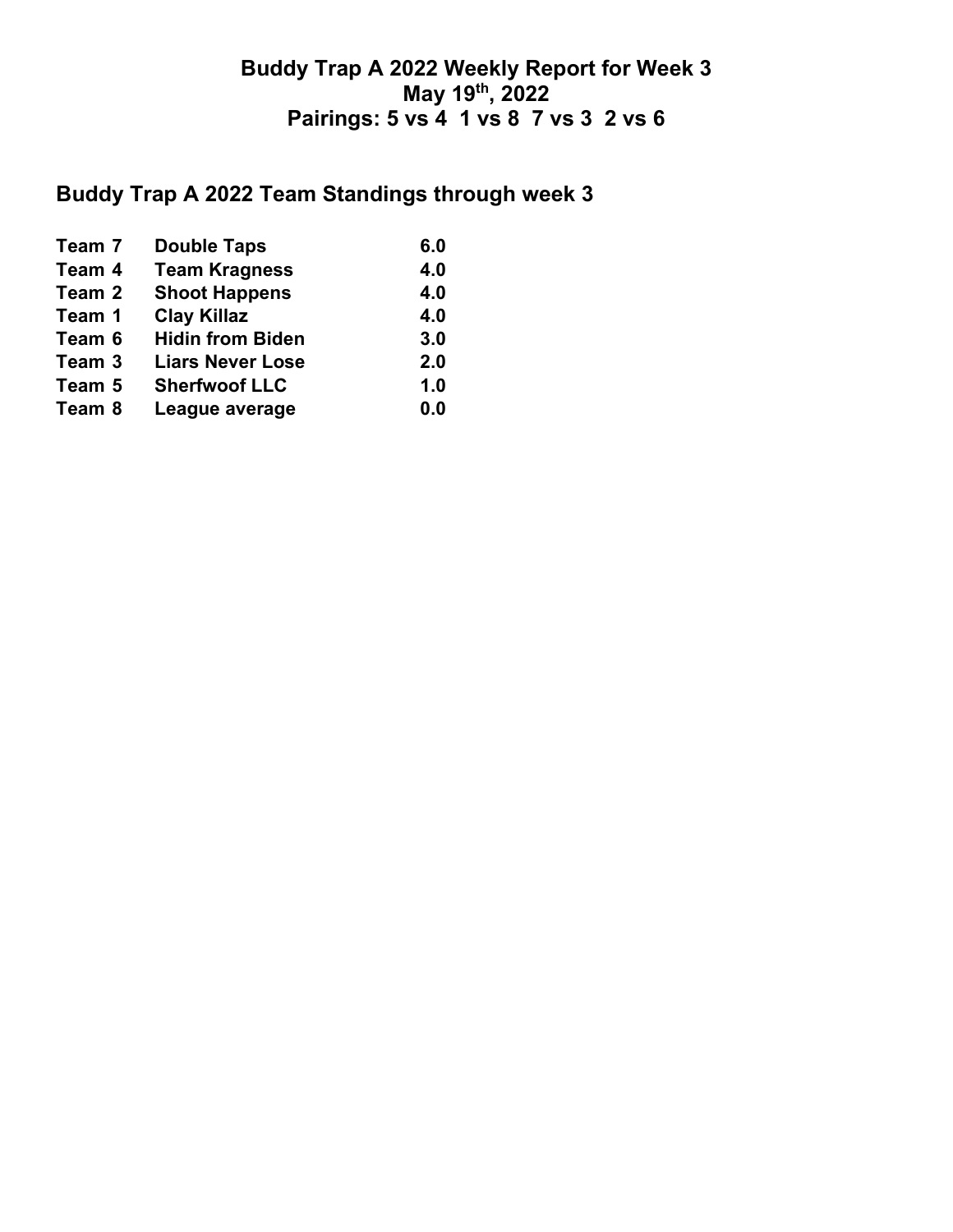# Buddy Trap A 2022 Weekly Report for Week 3
## May 19th, 2022
## Pairings: 5 vs 4  1 vs 8  7 vs 3  2 vs 6

## Buddy Trap A 2022 Team Standings through week 3

| | | |
|---|---|---|
| **Team 7** | **Double Taps** | **6.0** |
| **Team 4** | **Team Kragness** | **4.0** |
| **Team 2** | **Shoot Happens** | **4.0** |
| **Team 1** | **Clay Killaz** | **4.0** |
| **Team 6** | **Hidin from Biden** | **3.0** |
| **Team 3** | **Liars Never Lose** | **2.0** |
| **Team 5** | **Sherfwoof LLC** | **1.0** |
| **Team 8** | **League average** | **0.0** |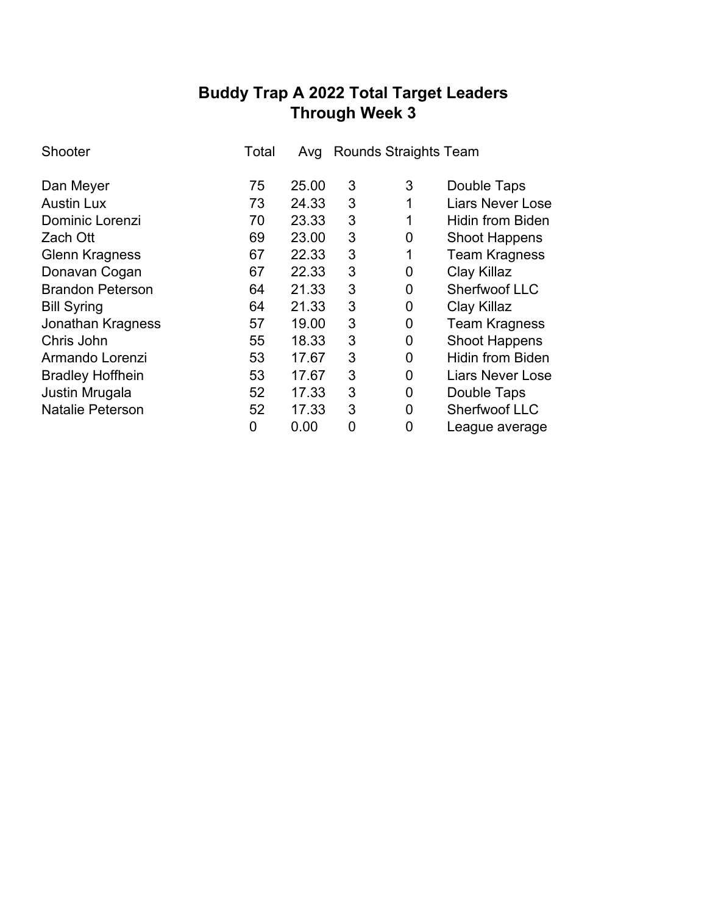## Buddy Trap A 2022 Total Target Leaders
## Through Week 3

| Shooter | Total | Avg | Rounds | Straights | Team |
|---|---|---|---|---|---|
| Dan Meyer | 75 | 25.00 | 3 | 3 | Double Taps |
| Austin Lux | 73 | 24.33 | 3 | 1 | Liars Never Lose |
| Dominic Lorenzi | 70 | 23.33 | 3 | 1 | Hidin from Biden |
| Zach Ott | 69 | 23.00 | 3 | 0 | Shoot Happens |
| Glenn Kragness | 67 | 22.33 | 3 | 1 | Team Kragness |
| Donavan Cogan | 67 | 22.33 | 3 | 0 | Clay Killaz |
| Brandon Peterson | 64 | 21.33 | 3 | 0 | Sherfwoof LLC |
| Bill Syring | 64 | 21.33 | 3 | 0 | Clay Killaz |
| Jonathan Kragness | 57 | 19.00 | 3 | 0 | Team Kragness |
| Chris John | 55 | 18.33 | 3 | 0 | Shoot Happens |
| Armando Lorenzi | 53 | 17.67 | 3 | 0 | Hidin from Biden |
| Bradley Hoffhein | 53 | 17.67 | 3 | 0 | Liars Never Lose |
| Justin Mrugala | 52 | 17.33 | 3 | 0 | Double Taps |
| Natalie Peterson | 52 | 17.33 | 3 | 0 | Sherfwoof LLC |
| | 0 | 0.00 | 0 | 0 | League average |